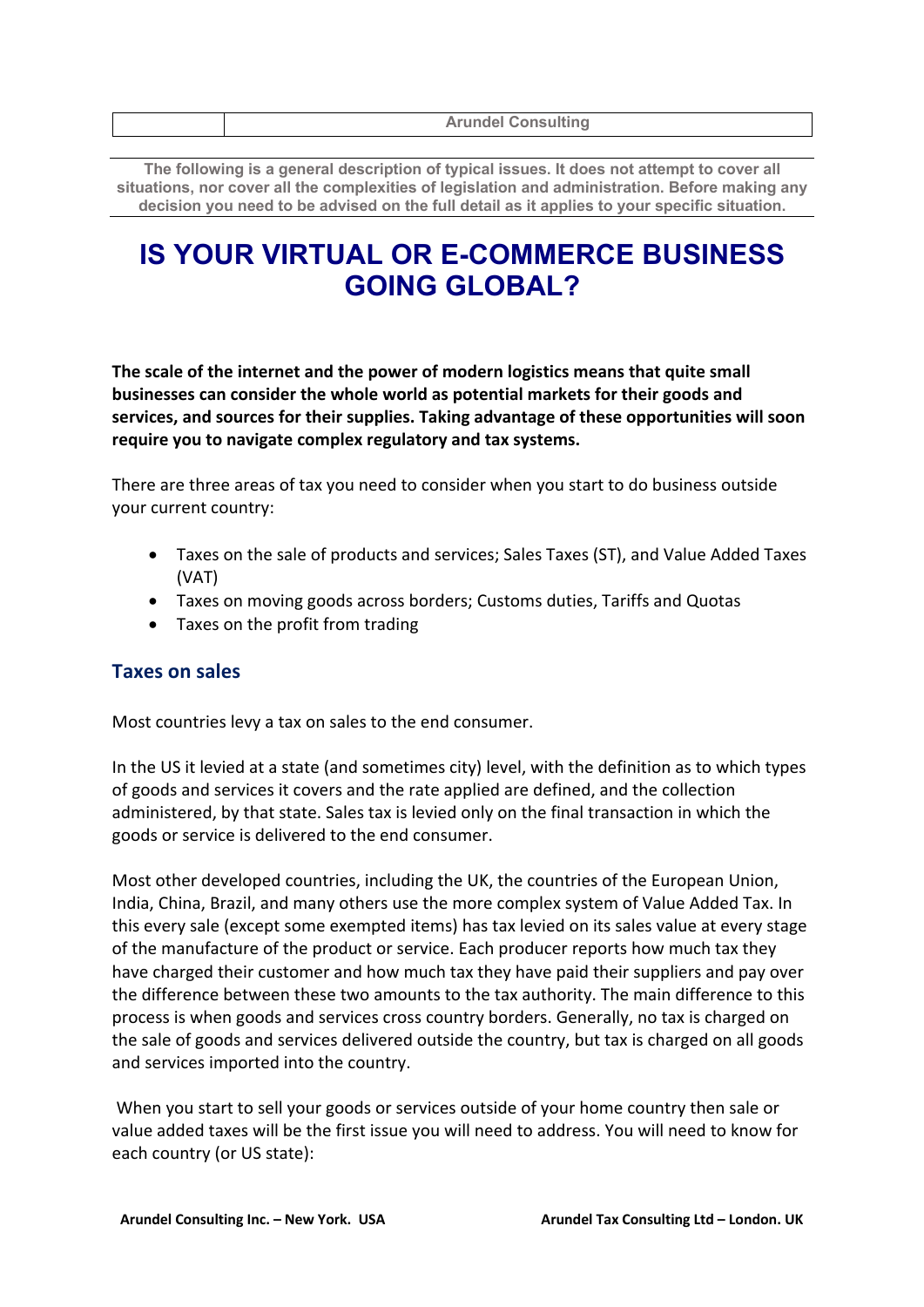| | Arundel Consulting |
|---|---|

**The following is a general description of typical issues. It does not attempt to cover all situations, nor cover all the complexities of legislation and administration. Before making any decision you need to be advised on the full detail as it applies to your specific situation.**

# IS YOUR VIRTUAL OR E-COMMERCE BUSINESS GOING GLOBAL?

**The scale of the internet and the power of modern logistics means that quite small businesses can consider the whole world as potential markets for their goods and services, and sources for their supplies. Taking advantage of these opportunities will soon require you to navigate complex regulatory and tax systems.**

There are three areas of tax you need to consider when you start to do business outside your current country:

- Taxes on the sale of products and services; Sales Taxes (ST), and Value Added Taxes (VAT)
- Taxes on moving goods across borders; Customs duties, Tariffs and Quotas
- Taxes on the profit from trading

## Taxes on sales

Most countries levy a tax on sales to the end consumer.

In the US it levied at a state (and sometimes city) level, with the definition as to which types of goods and services it covers and the rate applied are defined, and the collection administered, by that state. Sales tax is levied only on the final transaction in which the goods or service is delivered to the end consumer.

Most other developed countries, including the UK, the countries of the European Union, India, China, Brazil, and many others use the more complex system of Value Added Tax. In this every sale (except some exempted items) has tax levied on its sales value at every stage of the manufacture of the product or service. Each producer reports how much tax they have charged their customer and how much tax they have paid their suppliers and pay over the difference between these two amounts to the tax authority. The main difference to this process is when goods and services cross country borders. Generally, no tax is charged on the sale of goods and services delivered outside the country, but tax is charged on all goods and services imported into the country.

When you start to sell your goods or services outside of your home country then sale or value added taxes will be the first issue you will need to address. You will need to know for each country (or US state):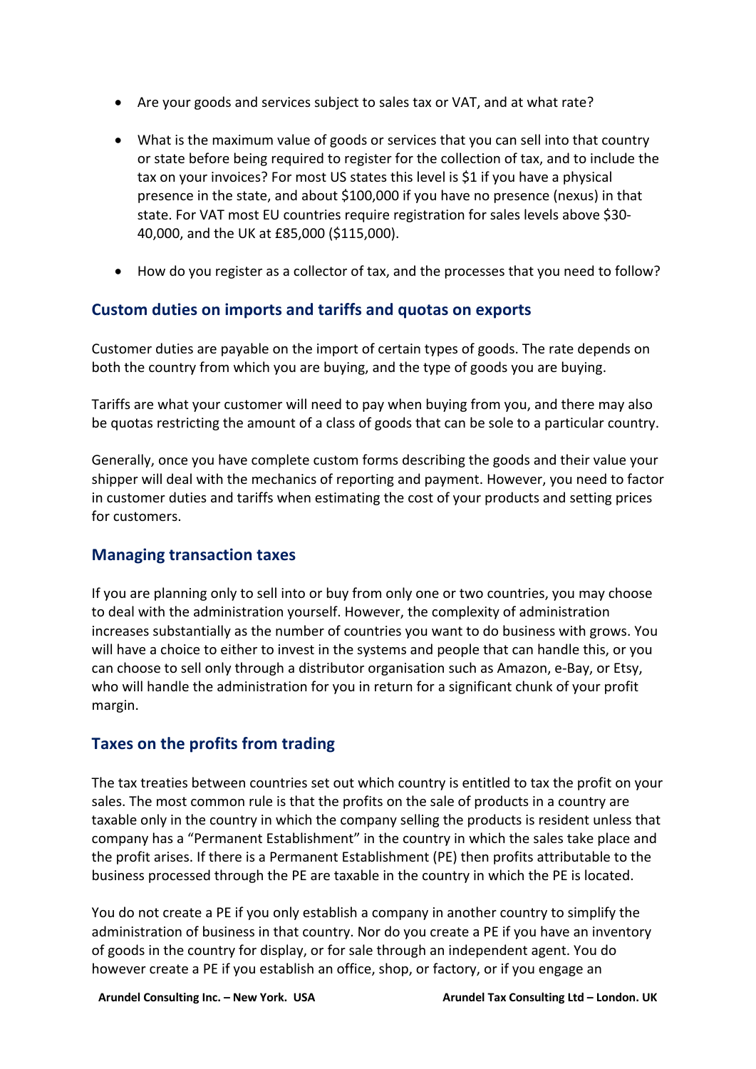- Are your goods and services subject to sales tax or VAT, and at what rate?

- What is the maximum value of goods or services that you can sell into that country or state before being required to register for the collection of tax, and to include the tax on your invoices? For most US states this level is $1 if you have a physical presence in the state, and about $100,000 if you have no presence (nexus) in that state. For VAT most EU countries require registration for sales levels above $30-40,000, and the UK at £85,000 ($115,000).

- How do you register as a collector of tax, and the processes that you need to follow?

## Custom duties on imports and tariffs and quotas on exports

Customer duties are payable on the import of certain types of goods. The rate depends on both the country from which you are buying, and the type of goods you are buying.

Tariffs are what your customer will need to pay when buying from you, and there may also be quotas restricting the amount of a class of goods that can be sole to a particular country.

Generally, once you have complete custom forms describing the goods and their value your shipper will deal with the mechanics of reporting and payment. However, you need to factor in customer duties and tariffs when estimating the cost of your products and setting prices for customers.

## Managing transaction taxes

If you are planning only to sell into or buy from only one or two countries, you may choose to deal with the administration yourself. However, the complexity of administration increases substantially as the number of countries you want to do business with grows. You will have a choice to either to invest in the systems and people that can handle this, or you can choose to sell only through a distributor organisation such as Amazon, e-Bay, or Etsy, who will handle the administration for you in return for a significant chunk of your profit margin.

## Taxes on the profits from trading

The tax treaties between countries set out which country is entitled to tax the profit on your sales. The most common rule is that the profits on the sale of products in a country are taxable only in the country in which the company selling the products is resident unless that company has a "Permanent Establishment" in the country in which the sales take place and the profit arises. If there is a Permanent Establishment (PE) then profits attributable to the business processed through the PE are taxable in the country in which the PE is located.

You do not create a PE if you only establish a company in another country to simplify the administration of business in that country. Nor do you create a PE if you have an inventory of goods in the country for display, or for sale through an independent agent. You do however create a PE if you establish an office, shop, or factory, or if you engage an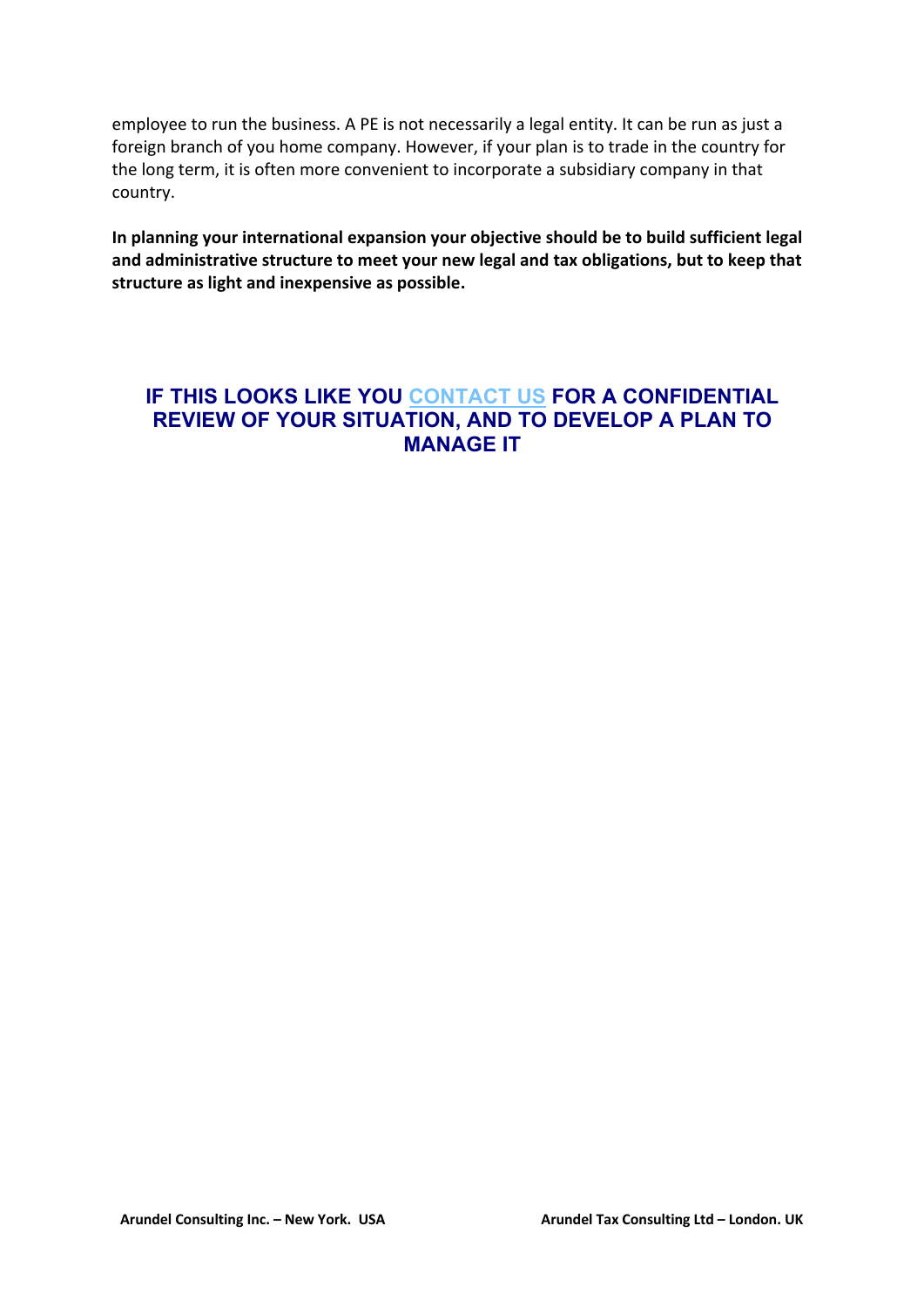employee to run the business. A PE is not necessarily a legal entity. It can be run as just a foreign branch of you home company. However, if your plan is to trade in the country for the long term, it is often more convenient to incorporate a subsidiary company in that country.

**In planning your international expansion your objective should be to build sufficient legal and administrative structure to meet your new legal and tax obligations, but to keep that structure as light and inexpensive as possible.**

### IF THIS LOOKS LIKE YOU CONTACT US FOR A CONFIDENTIAL REVIEW OF YOUR SITUATION, AND TO DEVELOP A PLAN TO MANAGE IT